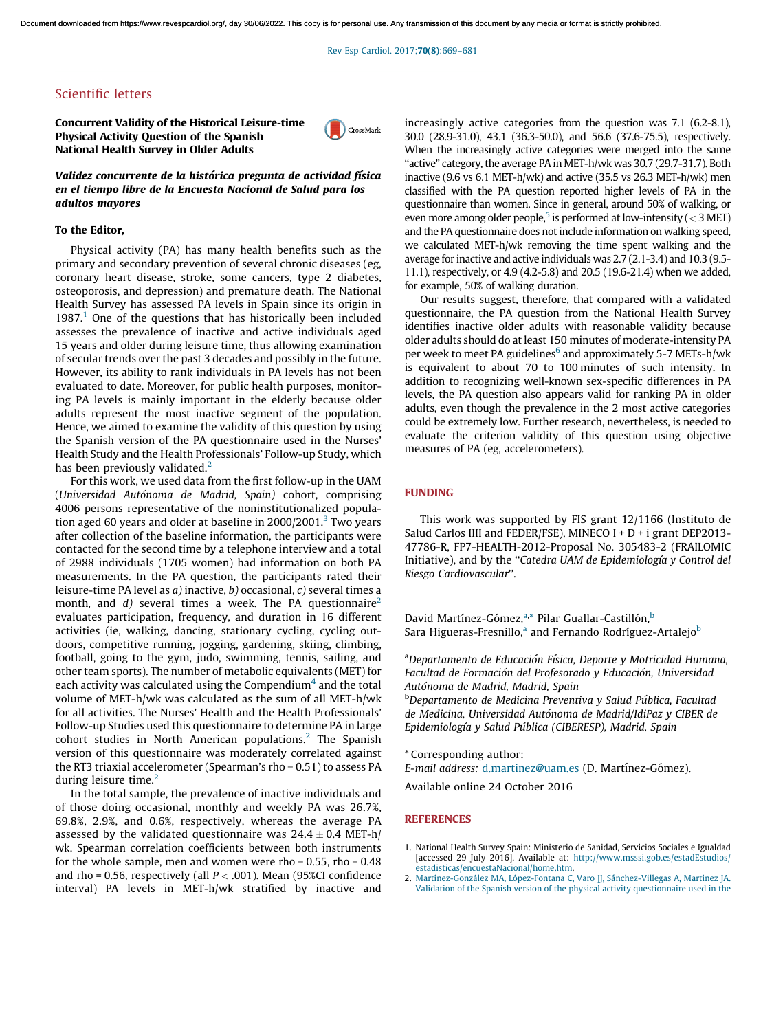## Scientific letters

### Concurrent Validity of the Historical Leisure-time Physical Activity Question of the Spanish National Health Survey in Older Adults

### *Validez concurrente de la histórica pregunta de actividad física en el tiempo libre de la Encuesta Nacional de Salud para los adultos mayores*

**To the Editor,**

Physical activity (PA) has many health benefits such as the primary and secondary prevention of several chronic diseases (eg, coronary heart disease, stroke, some cancers, type 2 diabetes, osteoporosis, and depression) and premature death. The National Health Survey has assessed PA levels in Spain since its origin in 1987.[1] One of the questions that has historically been included assesses the prevalence of inactive and active individuals aged 15 years and older during leisure time, thus allowing examination of secular trends over the past 3 decades and possibly in the future. However, its ability to rank individuals in PA levels has not been evaluated to date. Moreover, for public health purposes, monitoring PA levels is mainly important in the elderly because older adults represent the most inactive segment of the population. Hence, we aimed to examine the validity of this question by using the Spanish version of the PA questionnaire used in the Nurses' Health Study and the Health Professionals' Follow-up Study, which has been previously validated.[2]

For this work, we used data from the first follow-up in the UAM (*Universidad Autónoma de Madrid, Spain*) cohort, comprising 4006 persons representative of the noninstitutionalized population aged 60 years and older at baseline in 2000/2001.[3] Two years after collection of the baseline information, the participants were contacted for the second time by a telephone interview and a total of 2988 individuals (1705 women) had information on both PA measurements. In the PA question, the participants rated their leisure-time PA level as *a)* inactive, *b)* occasional, *c)* several times a month, and *d)* several times a week. The PA questionnaire[2] evaluates participation, frequency, and duration in 16 different activities (ie, walking, dancing, stationary cycling, cycling outdoors, competitive running, jogging, gardening, skiing, climbing, football, going to the gym, judo, swimming, tennis, sailing, and other team sports). The number of metabolic equivalents (MET) for each activity was calculated using the Compendium[4] and the total volume of MET-h/wk was calculated as the sum of all MET-h/wk for all activities. The Nurses' Health and the Health Professionals' Follow-up Studies used this questionnaire to determine PA in large cohort studies in North American populations.[2] The Spanish version of this questionnaire was moderately correlated against the RT3 triaxial accelerometer (Spearman's rho = 0.51) to assess PA during leisure time.[2]

In the total sample, the prevalence of inactive individuals and of those doing occasional, monthly and weekly PA was 26.7%, 69.8%, 2.9%, and 0.6%, respectively, whereas the average PA assessed by the validated questionnaire was 24.4 ± 0.4 MET-h/wk. Spearman correlation coefficients between both instruments for the whole sample, men and women were rho = 0.55, rho = 0.48 and rho = 0.56, respectively (all $P < .001$). Mean (95%CI confidence interval) PA levels in MET-h/wk stratified by inactive and increasingly active categories from the question was 7.1 (6.2-8.1), 30.0 (28.9-31.0), 43.1 (36.3-50.0), and 56.6 (37.6-75.5), respectively. When the increasingly active categories were merged into the same "active" category, the average PA in MET-h/wk was 30.7 (29.7-31.7). Both inactive (9.6 vs 6.1 MET-h/wk) and active (35.5 vs 26.3 MET-h/wk) men classified with the PA question reported higher levels of PA in the questionnaire than women. Since in general, around 50% of walking, or even more among older people,[5] is performed at low-intensity (< 3 MET) and the PA questionnaire does not include information on walking speed, we calculated MET-h/wk removing the time spent walking and the average for inactive and active individuals was 2.7 (2.1-3.4) and 10.3 (9.5-11.1), respectively, or 4.9 (4.2-5.8) and 20.5 (19.6-21.4) when we added, for example, 50% of walking duration.

Our results suggest, therefore, that compared with a validated questionnaire, the PA question from the National Health Survey identifies inactive older adults with reasonable validity because older adults should do at least 150 minutes of moderate-intensity PA per week to meet PA guidelines[6] and approximately 5-7 METs-h/wk is equivalent to about 70 to 100 minutes of such intensity. In addition to recognizing well-known sex-specific differences in PA levels, the PA question also appears valid for ranking PA in older adults, even though the prevalence in the 2 most active categories could be extremely low. Further research, nevertheless, is needed to evaluate the criterion validity of this question using objective measures of PA (eg, accelerometers).

## FUNDING

This work was supported by FIS grant 12/1166 (Instituto de Salud Carlos IIII and FEDER/FSE), MINECO I + D + i grant DEP2013-47786-R, FP7-HEALTH-2012-Proposal No. 305483-2 (FRAILOMIC Initiative), and by the "*Catedra UAM de Epidemiología y Control del Riesgo Cardiovascular*".

David Martínez-Gómez,[a,*] Pilar Guallar-Castillón,[b] Sara Higueras-Fresnillo,[a] and Fernando Rodríguez-Artalejo[b]

[a]*Departamento de Educación Física, Deporte y Motricidad Humana, Facultad de Formación del Profesorado y Educación, Universidad Autónoma de Madrid, Madrid, Spain*
[b]*Departamento de Medicina Preventiva y Salud Pública, Facultad de Medicina, Universidad Autónoma de Madrid/IdiPaz y CIBER de Epidemiología y Salud Pública (CIBERESP), Madrid, Spain*

* Corresponding author:
*E-mail address:* d.martinez@uam.es (D. Martínez-Gómez).

Available online 24 October 2016

## REFERENCES

1. National Health Survey Spain: Ministerio de Sanidad, Servicios Sociales e Igualdad [accessed 29 July 2016]. Available at: http://www.msssi.gob.es/estadEstudios/estadisticas/encuestaNacional/home.htm.
2. Martínez-González MA, López-Fontana C, Varo JJ, Sánchez-Villegas A, Martinez JA. Validation of the Spanish version of the physical activity questionnaire used in the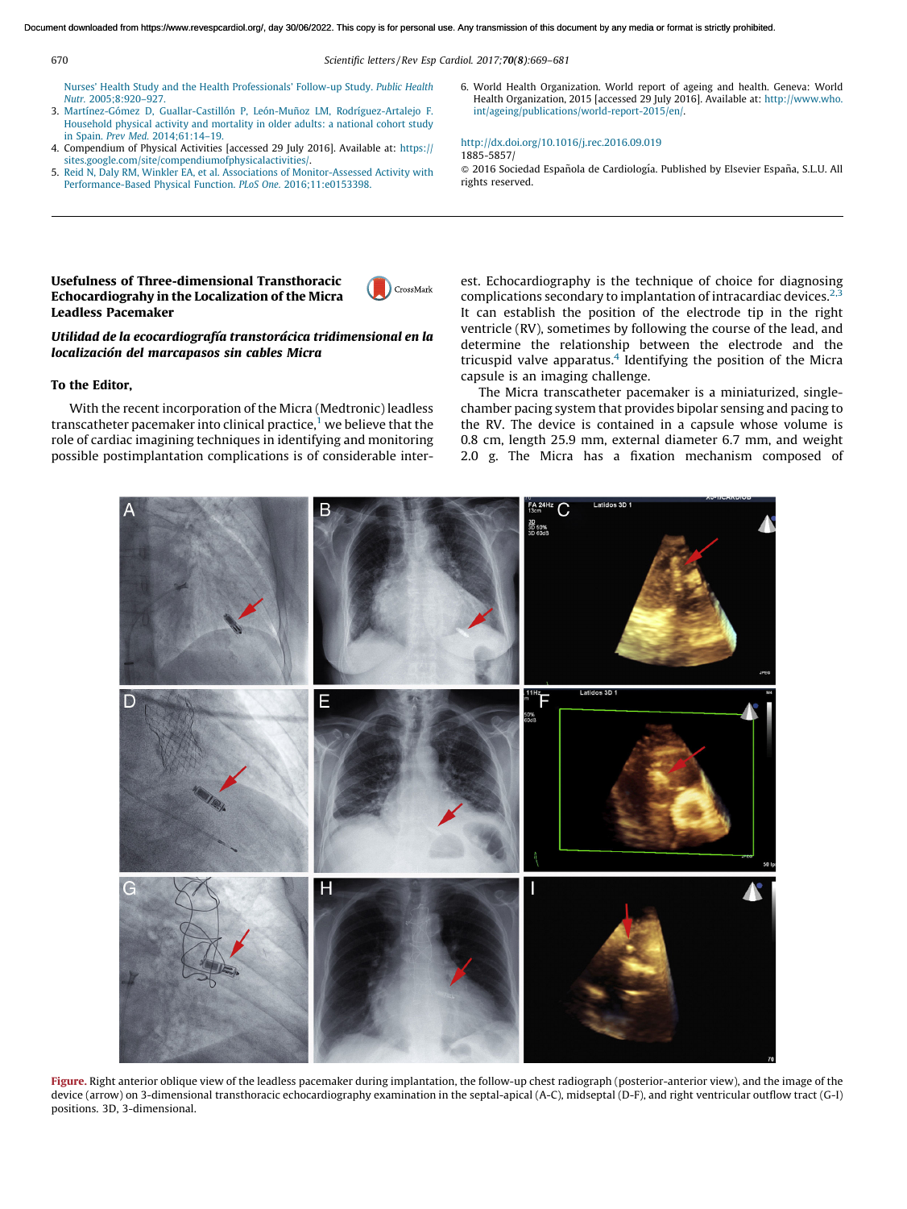Nurses' Health Study and the Health Professionals' Follow-up Study. *Public Health Nutr.* 2005;8:920–927.

3. Martínez-Gómez D, Guallar-Castillón P, León-Muñoz LM, Rodríguez-Artalejo F. Household physical activity and mortality in older adults: a national cohort study in Spain. *Prev Med.* 2014;61:14–19.
4. Compendium of Physical Activities [accessed 29 July 2016]. Available at: https://sites.google.com/site/compendiumofphysicalactivities/.
5. Reid N, Daly RM, Winkler EA, et al. Associations of Monitor-Assessed Activity with Performance-Based Physical Function. *PLoS One.* 2016;11:e0153398.
6. World Health Organization. World report of ageing and health. Geneva: World Health Organization, 2015 [accessed 29 July 2016]. Available at: http://www.who.int/ageing/publications/world-report-2015/en/.

http://dx.doi.org/10.1016/j.rec.2016.09.019
1885-5857/
© 2016 Sociedad Española de Cardiología. Published by Elsevier España, S.L.U. All rights reserved.

## Usefulness of Three-dimensional Transthoracic Echocardiography in the Localization of the Micra Leadless Pacemaker

### *Utilidad de la ecocardiografía transtorácica tridimensional en la localización del marcapasos sin cables Micra*

**To the Editor,**

With the recent incorporation of the Micra (Medtronic) leadless transcatheter pacemaker into clinical practice,[1] we believe that the role of cardiac imagining techniques in identifying and monitoring possible postimplantation complications is of considerable interest. Echocardiography is the technique of choice for diagnosing complications secondary to implantation of intracardiac devices.[2,3] It can establish the position of the electrode tip in the right ventricle (RV), sometimes by following the course of the lead, and determine the relationship between the electrode and the tricuspid valve apparatus.[4] Identifying the position of the Micra capsule is an imaging challenge.

The Micra transcatheter pacemaker is a miniaturized, single-chamber pacing system that provides bipolar sensing and pacing to the RV. The device is contained in a capsule whose volume is 0.8 cm, length 25.9 mm, external diameter 6.7 mm, and weight 2.0 g. The Micra has a fixation mechanism composed of

**Figure.** Right anterior oblique view of the leadless pacemaker during implantation, the follow-up chest radiograph (posterior-anterior view), and the image of the device (arrow) on 3-dimensional transthoracic echocardiography examination in the septal-apical (A-C), midseptal (D-F), and right ventricular outflow tract (G-I) positions. 3D, 3-dimensional.